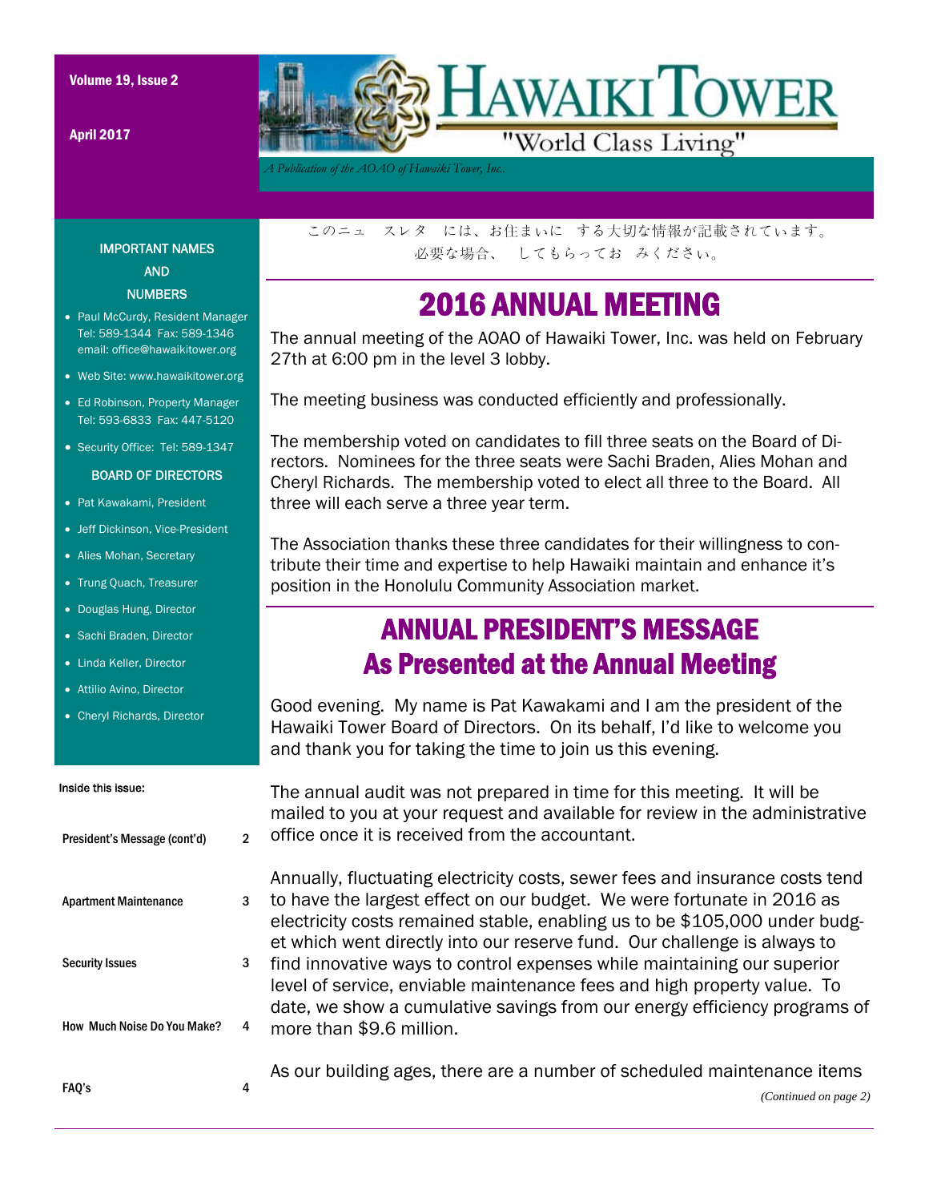# HAWAIKI TOWER

"World Class Living"

*A Publication of the AOAO of Hawaiki Tower, Inc.*

Volume 19, Issue 2

April 2017

このニュ　スレタ　には、お住まいに　する大切な情報が記載されています。
必要な場合、　してもらってお　みください。

**IMPORTANT NAMES AND NUMBERS**

- Paul McCurdy, Resident Manager Tel: 589-1344 Fax: 589-1346 email: office@hawaikitower.org
- Web Site: www.hawaikitower.org
- Ed Robinson, Property Manager Tel: 593-6833 Fax: 447-5120
- Security Office: Tel: 589-1347

**BOARD OF DIRECTORS**

- Pat Kawakami, President
- Jeff Dickinson, Vice-President
- Alies Mohan, Secretary
- Trung Quach, Treasurer
- Douglas Hung, Director
- Sachi Braden, Director
- Linda Keller, Director
- Attilio Avino, Director
- Cheryl Richards, Director

**Inside this issue:**

| | |
|---|---|
| President's Message (cont'd) | 2 |
| Apartment Maintenance | 3 |
| Security Issues | 3 |
| How Much Noise Do You Make? | 4 |
| FAQ's | 4 |

## 2016 ANNUAL MEETING

The annual meeting of the AOAO of Hawaiki Tower, Inc. was held on February 27th at 6:00 pm in the level 3 lobby.

The meeting business was conducted efficiently and professionally.

The membership voted on candidates to fill three seats on the Board of Directors. Nominees for the three seats were Sachi Braden, Alies Mohan and Cheryl Richards. The membership voted to elect all three to the Board. All three will each serve a three year term.

The Association thanks these three candidates for their willingness to contribute their time and expertise to help Hawaiki maintain and enhance it's position in the Honolulu Community Association market.

## ANNUAL PRESIDENT'S MESSAGE As Presented at the Annual Meeting

Good evening. My name is Pat Kawakami and I am the president of the Hawaiki Tower Board of Directors. On its behalf, I'd like to welcome you and thank you for taking the time to join us this evening.

The annual audit was not prepared in time for this meeting. It will be mailed to you at your request and available for review in the administrative office once it is received from the accountant.

Annually, fluctuating electricity costs, sewer fees and insurance costs tend to have the largest effect on our budget. We were fortunate in 2016 as electricity costs remained stable, enabling us to be $105,000 under budget which went directly into our reserve fund. Our challenge is always to find innovative ways to control expenses while maintaining our superior level of service, enviable maintenance fees and high property value. To date, we show a cumulative savings from our energy efficiency programs of more than $9.6 million.

As our building ages, there are a number of scheduled maintenance items

*(Continued on page 2)*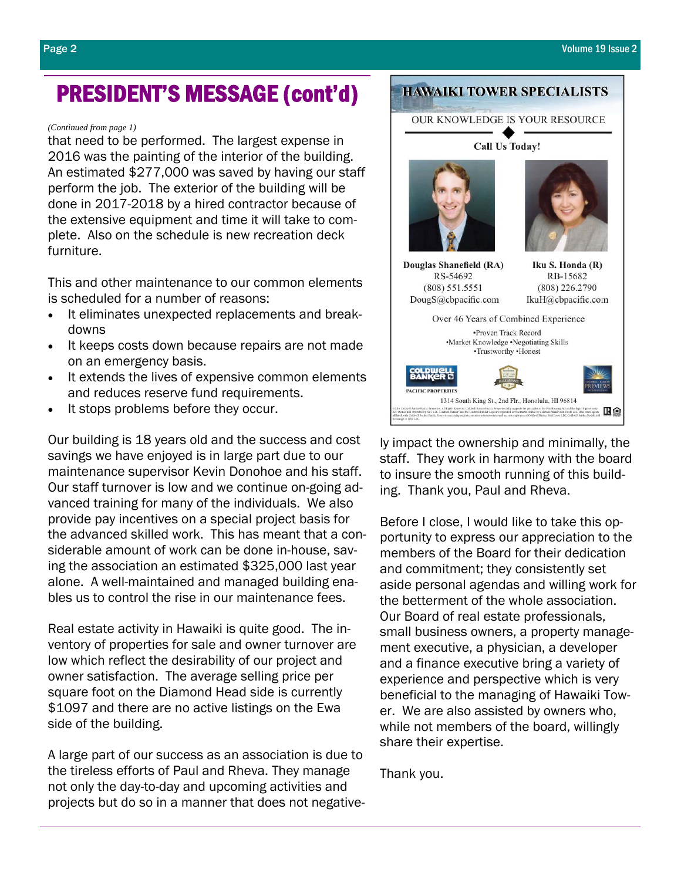# PRESIDENT'S MESSAGE (cont'd)

*(Continued from page 1)*

that need to be performed. The largest expense in 2016 was the painting of the interior of the building. An estimated $277,000 was saved by having our staff perform the job. The exterior of the building will be done in 2017-2018 by a hired contractor because of the extensive equipment and time it will take to complete. Also on the schedule is new recreation deck furniture.

This and other maintenance to our common elements is scheduled for a number of reasons:

- It eliminates unexpected replacements and breakdowns
- It keeps costs down because repairs are not made on an emergency basis.
- It extends the lives of expensive common elements and reduces reserve fund requirements.
- It stops problems before they occur.

Our building is 18 years old and the success and cost savings we have enjoyed is in large part due to our maintenance supervisor Kevin Donohoe and his staff. Our staff turnover is low and we continue on-going advanced training for many of the individuals. We also provide pay incentives on a special project basis for the advanced skilled work. This has meant that a considerable amount of work can be done in-house, saving the association an estimated $325,000 last year alone. A well-maintained and managed building enables us to control the rise in our maintenance fees.

Real estate activity in Hawaiki is quite good. The inventory of properties for sale and owner turnover are low which reflect the desirability of our project and owner satisfaction. The average selling price per square foot on the Diamond Head side is currently $1097 and there are no active listings on the Ewa side of the building.

A large part of our success as an association is due to the tireless efforts of Paul and Rheva. They manage not only the day-to-day and upcoming activities and projects but do so in a manner that does not negatively impact the ownership and minimally, the staff. They work in harmony with the board to insure the smooth running of this building. Thank you, Paul and Rheva.

Before I close, I would like to take this opportunity to express our appreciation to the members of the Board for their dedication and commitment; they consistently set aside personal agendas and willing work for the betterment of the whole association. Our Board of real estate professionals, small business owners, a property management executive, a physician, a developer and a finance executive bring a variety of experience and perspective which is very beneficial to the managing of Hawaiki Tower. We are also assisted by owners who, while not members of the board, willingly share their expertise.

Thank you.

---

**HAWAIKI TOWER SPECIALISTS**

OUR KNOWLEDGE IS YOUR RESOURCE

**Call Us Today!**

| Douglas Shanefield (RA) | Iku S. Honda (R) |
| --- | --- |
| RS-54692 | RB-15682 |
| (808) 551.5551 | (808) 226.2790 |
| DougS@cbpacific.com | IkuH@cbpacific.com |

Over 46 Years of Combined Experience

•Proven Track Record
•Market Knowledge •Negotiating Skills
•Trustworthy •Honest

Coldwell Banker Pacific Properties

1314 South King St., 2nd Flr., Honolulu, HI 96814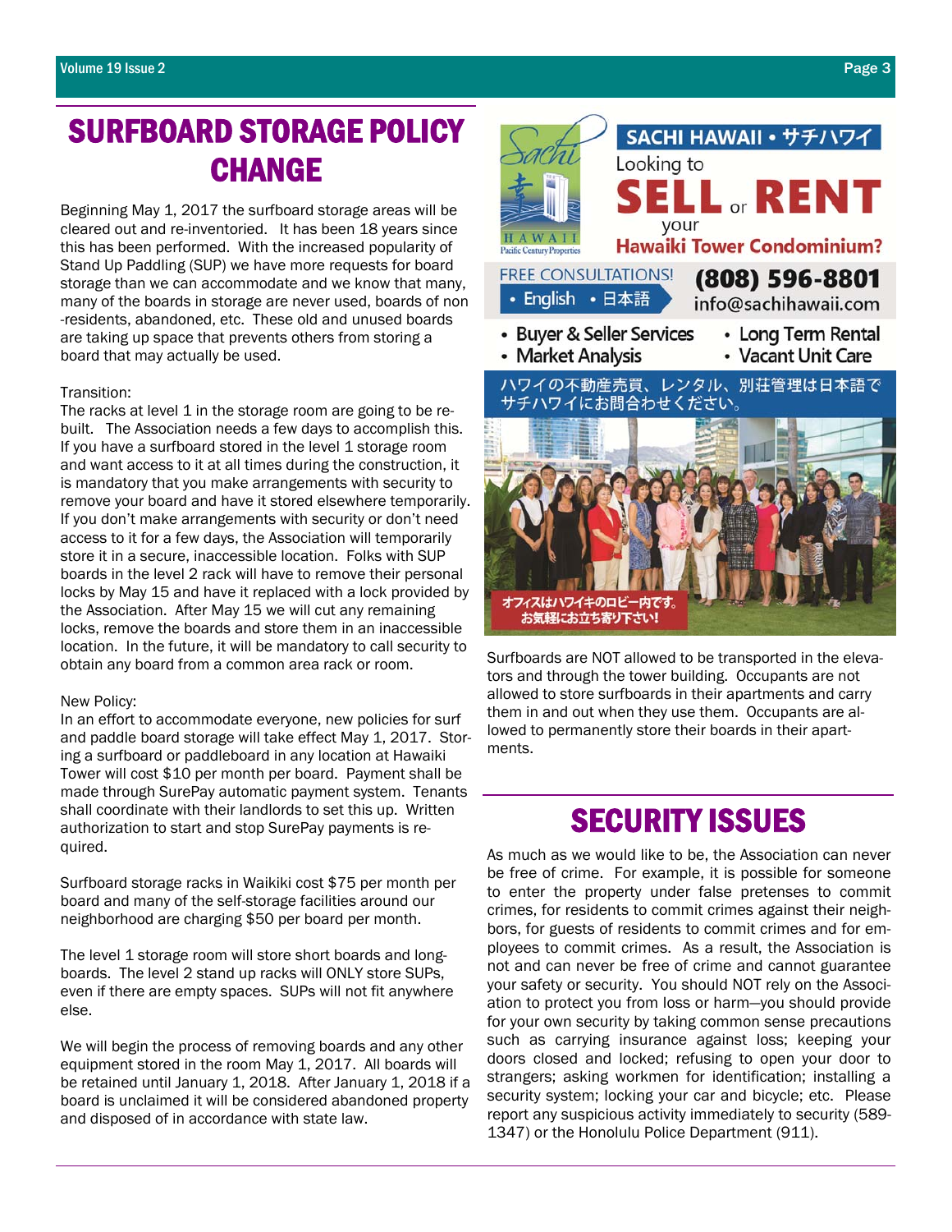# SURFBOARD STORAGE POLICY CHANGE

Beginning May 1, 2017 the surfboard storage areas will be cleared out and re-inventoried. It has been 18 years since this has been performed. With the increased popularity of Stand Up Paddling (SUP) we have more requests for board storage than we can accommodate and we know that many, many of the boards in storage are never used, boards of non-residents, abandoned, etc. These old and unused boards are taking up space that prevents others from storing a board that may actually be used.

Transition:
The racks at level 1 in the storage room are going to be rebuilt. The Association needs a few days to accomplish this. If you have a surfboard stored in the level 1 storage room and want access to it at all times during the construction, it is mandatory that you make arrangements with security to remove your board and have it stored elsewhere temporarily. If you don't make arrangements with security or don't need access to it for a few days, the Association will temporarily store it in a secure, inaccessible location. Folks with SUP boards in the level 2 rack will have to remove their personal locks by May 15 and have it replaced with a lock provided by the Association. After May 15 we will cut any remaining locks, remove the boards and store them in an inaccessible location. In the future, it will be mandatory to call security to obtain any board from a common area rack or room.

New Policy:
In an effort to accommodate everyone, new policies for surf and paddle board storage will take effect May 1, 2017. Storing a surfboard or paddleboard in any location at Hawaiki Tower will cost $10 per month per board. Payment shall be made through SurePay automatic payment system. Tenants shall coordinate with their landlords to set this up. Written authorization to start and stop SurePay payments is required.

Surfboard storage racks in Waikiki cost $75 per month per board and many of the self-storage facilities around our neighborhood are charging $50 per board per month.

The level 1 storage room will store short boards and longboards. The level 2 stand up racks will ONLY store SUPs, even if there are empty spaces. SUPs will not fit anywhere else.

We will begin the process of removing boards and any other equipment stored in the room May 1, 2017. All boards will be retained until January 1, 2018. After January 1, 2018 if a board is unclaimed it will be considered abandoned property and disposed of in accordance with state law.

SACHI HAWAII • サチハワイ

Looking to **SELL** or **RENT** your **Hawaiki Tower Condominium?**

FREE CONSULTATIONS!
- English
- 日本語

**(808) 596-8801**
info@sachihawaii.com

- Buyer & Seller Services
- Market Analysis
- Long Term Rental
- Vacant Unit Care

ハワイの不動産売買、レンタル、別荘管理は日本語でサチハワイにお問合わせください。

オフィスはハワイキのロビー内です。お気軽にお立ち寄り下さい!

Surfboards are NOT allowed to be transported in the elevators and through the tower building. Occupants are not allowed to store surfboards in their apartments and carry them in and out when they use them. Occupants are allowed to permanently store their boards in their apartments.

# SECURITY ISSUES

As much as we would like to be, the Association can never be free of crime. For example, it is possible for someone to enter the property under false pretenses to commit crimes, for residents to commit crimes against their neighbors, for guests of residents to commit crimes and for employees to commit crimes. As a result, the Association is not and can never be free of crime and cannot guarantee your safety or security. You should NOT rely on the Association to protect you from loss or harm—you should provide for your own security by taking common sense precautions such as carrying insurance against loss; keeping your doors closed and locked; refusing to open your door to strangers; asking workmen for identification; installing a security system; locking your car and bicycle; etc. Please report any suspicious activity immediately to security (589-1347) or the Honolulu Police Department (911).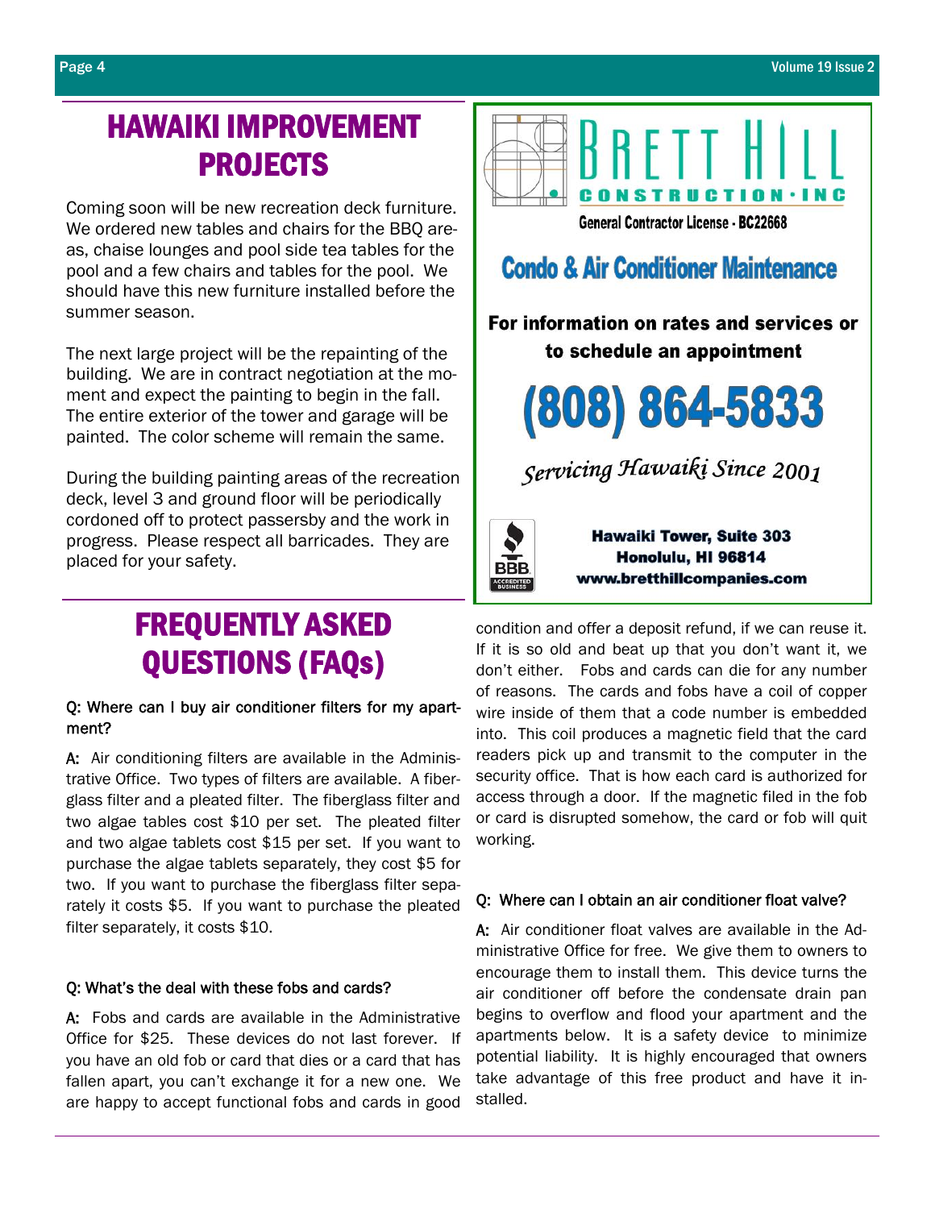# HAWAIKI IMPROVEMENT PROJECTS

Coming soon will be new recreation deck furniture. We ordered new tables and chairs for the BBQ areas, chaise lounges and pool side tea tables for the pool and a few chairs and tables for the pool. We should have this new furniture installed before the summer season.

The next large project will be the repainting of the building. We are in contract negotiation at the moment and expect the painting to begin in the fall. The entire exterior of the tower and garage will be painted. The color scheme will remain the same.

During the building painting areas of the recreation deck, level 3 and ground floor will be periodically cordoned off to protect passersby and the work in progress. Please respect all barricades. They are placed for your safety.

BRETT HILL CONSTRUCTION·INC

General Contractor License - BC22668

**Condo & Air Conditioner Maintenance**

**For information on rates and services or to schedule an appointment**

**(808) 864-5833**

*Servicing Hawaiki Since 2001*

BBB ACCREDITED BUSINESS

**Hawaiki Tower, Suite 303**
**Honolulu, HI 96814**
**www.bretthillcompanies.com**

# FREQUENTLY ASKED QUESTIONS (FAQs)

**Q: Where can I buy air conditioner filters for my apartment?**

**A:** Air conditioning filters are available in the Administrative Office. Two types of filters are available. A fiberglass filter and a pleated filter. The fiberglass filter and two algae tables cost $10 per set. The pleated filter and two algae tablets cost $15 per set. If you want to purchase the algae tablets separately, they cost $5 for two. If you want to purchase the fiberglass filter separately it costs $5. If you want to purchase the pleated filter separately, it costs $10.

**Q: What's the deal with these fobs and cards?**

**A:** Fobs and cards are available in the Administrative Office for $25. These devices do not last forever. If you have an old fob or card that dies or a card that has fallen apart, you can't exchange it for a new one. We are happy to accept functional fobs and cards in good condition and offer a deposit refund, if we can reuse it. If it is so old and beat up that you don't want it, we don't either. Fobs and cards can die for any number of reasons. The cards and fobs have a coil of copper wire inside of them that a code number is embedded into. This coil produces a magnetic field that the card readers pick up and transmit to the computer in the security office. That is how each card is authorized for access through a door. If the magnetic filed in the fob or card is disrupted somehow, the card or fob will quit working.

**Q: Where can I obtain an air conditioner float valve?**

**A:** Air conditioner float valves are available in the Administrative Office for free. We give them to owners to encourage them to install them. This device turns the air conditioner off before the condensate drain pan begins to overflow and flood your apartment and the apartments below. It is a safety device to minimize potential liability. It is highly encouraged that owners take advantage of this free product and have it installed.